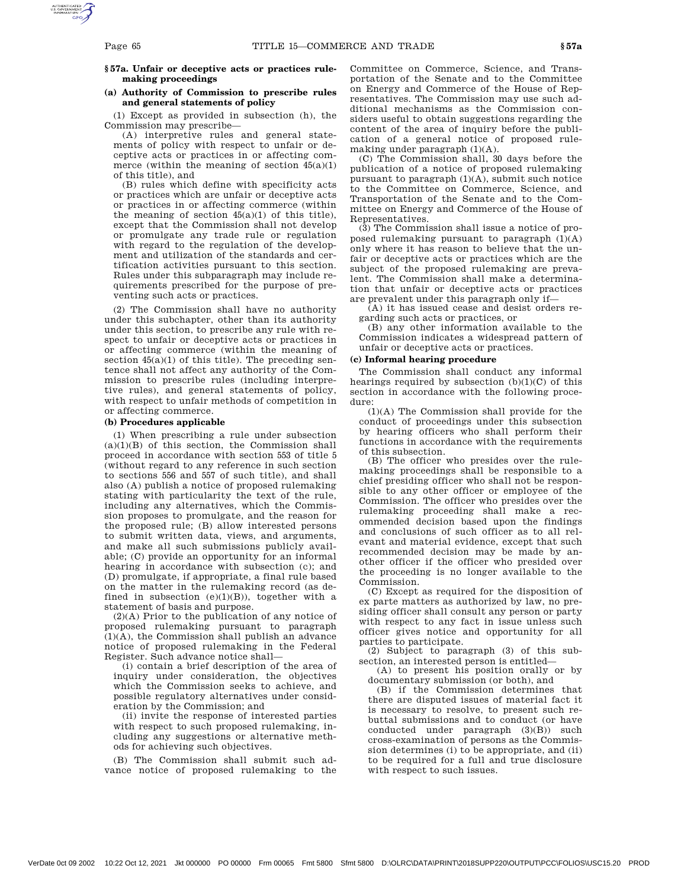## § 57a. Unfair or deceptive acts or practices rulemaking proceedings

### (a) Authority of Commission to prescribe rules and general statements of policy

(1) Except as provided in subsection (h), the Commission may prescribe—

(A) interpretive rules and general statements of policy with respect to unfair or deceptive acts or practices in or affecting commerce (within the meaning of section 45(a)(1) of this title), and

(B) rules which define with specificity acts or practices which are unfair or deceptive acts or practices in or affecting commerce (within the meaning of section 45(a)(1) of this title), except that the Commission shall not develop or promulgate any trade rule or regulation with regard to the regulation of the development and utilization of the standards and certification activities pursuant to this section. Rules under this subparagraph may include requirements prescribed for the purpose of preventing such acts or practices.

(2) The Commission shall have no authority under this subchapter, other than its authority under this section, to prescribe any rule with respect to unfair or deceptive acts or practices in or affecting commerce (within the meaning of section 45(a)(1) of this title). The preceding sentence shall not affect any authority of the Commission to prescribe rules (including interpretive rules), and general statements of policy, with respect to unfair methods of competition in or affecting commerce.

### (b) Procedures applicable

(1) When prescribing a rule under subsection (a)(1)(B) of this section, the Commission shall proceed in accordance with section 553 of title 5 (without regard to any reference in such section to sections 556 and 557 of such title), and shall also (A) publish a notice of proposed rulemaking stating with particularity the text of the rule, including any alternatives, which the Commission proposes to promulgate, and the reason for the proposed rule; (B) allow interested persons to submit written data, views, and arguments, and make all such submissions publicly available; (C) provide an opportunity for an informal hearing in accordance with subsection (c); and (D) promulgate, if appropriate, a final rule based on the matter in the rulemaking record (as defined in subsection (e)(1)(B)), together with a statement of basis and purpose.

(2)(A) Prior to the publication of any notice of proposed rulemaking pursuant to paragraph (1)(A), the Commission shall publish an advance notice of proposed rulemaking in the Federal Register. Such advance notice shall—

(i) contain a brief description of the area of inquiry under consideration, the objectives which the Commission seeks to achieve, and possible regulatory alternatives under consideration by the Commission; and

(ii) invite the response of interested parties with respect to such proposed rulemaking, including any suggestions or alternative methods for achieving such objectives.

(B) The Commission shall submit such advance notice of proposed rulemaking to the Committee on Commerce, Science, and Transportation of the Senate and to the Committee on Energy and Commerce of the House of Representatives. The Commission may use such additional mechanisms as the Commission considers useful to obtain suggestions regarding the content of the area of inquiry before the publication of a general notice of proposed rulemaking under paragraph (1)(A).

(C) The Commission shall, 30 days before the publication of a notice of proposed rulemaking pursuant to paragraph (1)(A), submit such notice to the Committee on Commerce, Science, and Transportation of the Senate and to the Committee on Energy and Commerce of the House of Representatives.

(3) The Commission shall issue a notice of proposed rulemaking pursuant to paragraph (1)(A) only where it has reason to believe that the unfair or deceptive acts or practices which are the subject of the proposed rulemaking are prevalent. The Commission shall make a determination that unfair or deceptive acts or practices are prevalent under this paragraph only if—

(A) it has issued cease and desist orders regarding such acts or practices, or

(B) any other information available to the Commission indicates a widespread pattern of unfair or deceptive acts or practices.

### (c) Informal hearing procedure

The Commission shall conduct any informal hearings required by subsection (b)(1)(C) of this section in accordance with the following procedure:

(1)(A) The Commission shall provide for the conduct of proceedings under this subsection by hearing officers who shall perform their functions in accordance with the requirements of this subsection.

(B) The officer who presides over the rulemaking proceedings shall be responsible to a chief presiding officer who shall not be responsible to any other officer or employee of the Commission. The officer who presides over the rulemaking proceeding shall make a recommended decision based upon the findings and conclusions of such officer as to all relevant and material evidence, except that such recommended decision may be made by another officer if the officer who presided over the proceeding is no longer available to the Commission.

(C) Except as required for the disposition of ex parte matters as authorized by law, no presiding officer shall consult any person or party with respect to any fact in issue unless such officer gives notice and opportunity for all parties to participate.

(2) Subject to paragraph (3) of this subsection, an interested person is entitled—

(A) to present his position orally or by documentary submission (or both), and

(B) if the Commission determines that there are disputed issues of material fact it is necessary to resolve, to present such rebuttal submissions and to conduct (or have conducted under paragraph (3)(B)) such cross-examination of persons as the Commission determines (i) to be appropriate, and (ii) to be required for a full and true disclosure with respect to such issues.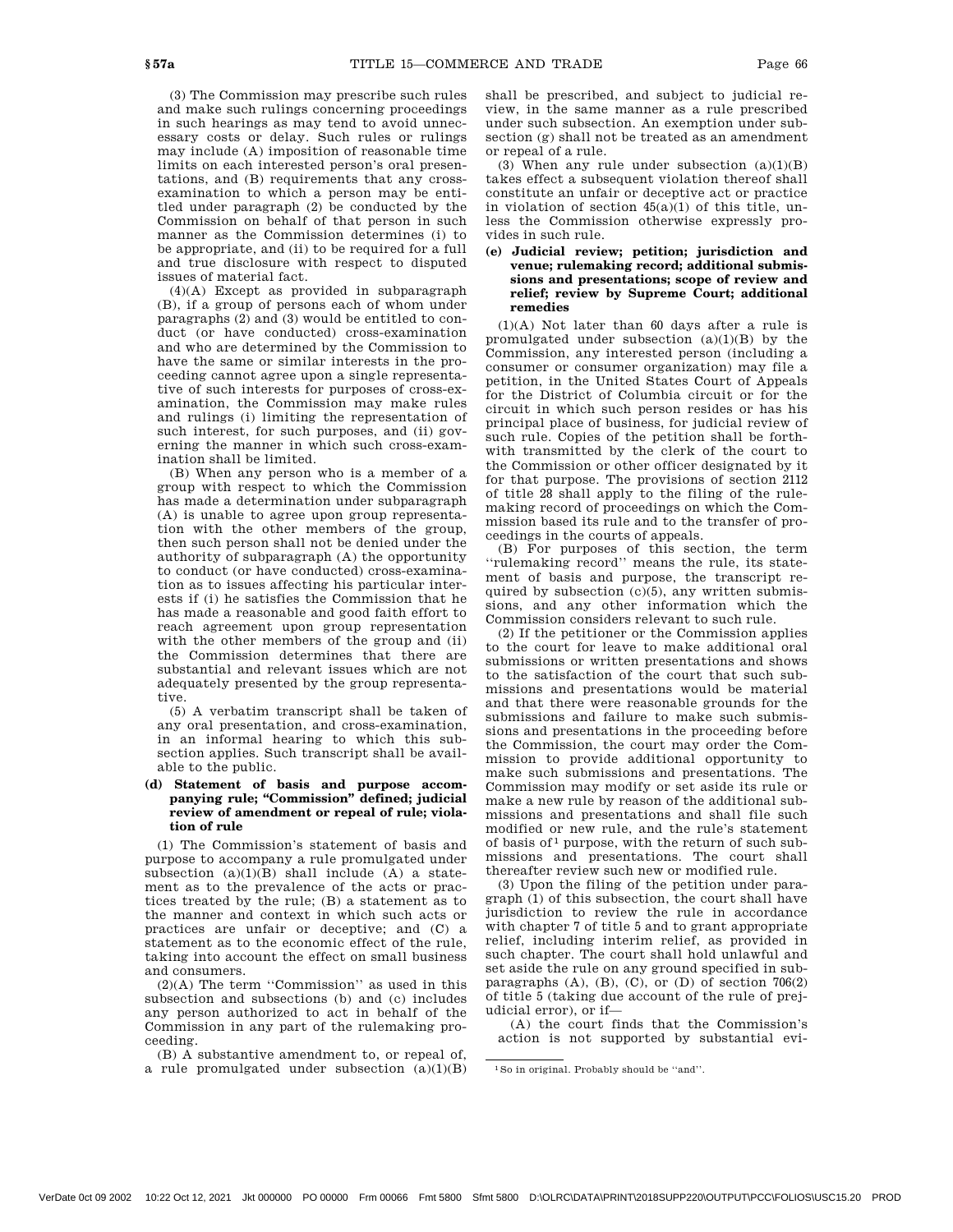(3) The Commission may prescribe such rules and make such rulings concerning proceedings in such hearings as may tend to avoid unnecessary costs or delay. Such rules or rulings may include (A) imposition of reasonable time limits on each interested person's oral presentations, and (B) requirements that any cross-examination to which a person may be entitled under paragraph (2) be conducted by the Commission on behalf of that person in such manner as the Commission determines (i) to be appropriate, and (ii) to be required for a full and true disclosure with respect to disputed issues of material fact.

(4)(A) Except as provided in subparagraph (B), if a group of persons each of whom under paragraphs (2) and (3) would be entitled to conduct (or have conducted) cross-examination and who are determined by the Commission to have the same or similar interests in the proceeding cannot agree upon a single representative of such interests for purposes of cross-examination, the Commission may make rules and rulings (i) limiting the representation of such interest, for such purposes, and (ii) governing the manner in which such cross-examination shall be limited.

(B) When any person who is a member of a group with respect to which the Commission has made a determination under subparagraph (A) is unable to agree upon group representation with the other members of the group, then such person shall not be denied under the authority of subparagraph (A) the opportunity to conduct (or have conducted) cross-examination as to issues affecting his particular interests if (i) he satisfies the Commission that he has made a reasonable and good faith effort to reach agreement upon group representation with the other members of the group and (ii) the Commission determines that there are substantial and relevant issues which are not adequately presented by the group representative.

(5) A verbatim transcript shall be taken of any oral presentation, and cross-examination, in an informal hearing to which this subsection applies. Such transcript shall be available to the public.

**(d) Statement of basis and purpose accompanying rule; "Commission" defined; judicial review of amendment or repeal of rule; violation of rule**

(1) The Commission's statement of basis and purpose to accompany a rule promulgated under subsection (a)(1)(B) shall include (A) a statement as to the prevalence of the acts or practices treated by the rule; (B) a statement as to the manner and context in which such acts or practices are unfair or deceptive; and (C) a statement as to the economic effect of the rule, taking into account the effect on small business and consumers.

(2)(A) The term "Commission" as used in this subsection and subsections (b) and (c) includes any person authorized to act in behalf of the Commission in any part of the rulemaking proceeding.

(B) A substantive amendment to, or repeal of, a rule promulgated under subsection (a)(1)(B) shall be prescribed, and subject to judicial review, in the same manner as a rule prescribed under such subsection. An exemption under subsection (g) shall not be treated as an amendment or repeal of a rule.

(3) When any rule under subsection (a)(1)(B) takes effect a subsequent violation thereof shall constitute an unfair or deceptive act or practice in violation of section 45(a)(1) of this title, unless the Commission otherwise expressly provides in such rule.

**(e) Judicial review; petition; jurisdiction and venue; rulemaking record; additional submissions and presentations; scope of review and relief; review by Supreme Court; additional remedies**

(1)(A) Not later than 60 days after a rule is promulgated under subsection (a)(1)(B) by the Commission, any interested person (including a consumer or consumer organization) may file a petition, in the United States Court of Appeals for the District of Columbia circuit or for the circuit in which such person resides or has his principal place of business, for judicial review of such rule. Copies of the petition shall be forthwith transmitted by the clerk of the court to the Commission or other officer designated by it for that purpose. The provisions of section 2112 of title 28 shall apply to the filing of the rulemaking record of proceedings on which the Commission based its rule and to the transfer of proceedings in the courts of appeals.

(B) For purposes of this section, the term "rulemaking record" means the rule, its statement of basis and purpose, the transcript required by subsection (c)(5), any written submissions, and any other information which the Commission considers relevant to such rule.

(2) If the petitioner or the Commission applies to the court for leave to make additional oral submissions or written presentations and shows to the satisfaction of the court that such submissions and presentations would be material and that there were reasonable grounds for the submissions and failure to make such submissions and presentations in the proceeding before the Commission, the court may order the Commission to provide additional opportunity to make such submissions and presentations. The Commission may modify or set aside its rule or make a new rule by reason of the additional submissions and presentations and shall file such modified or new rule, and the rule's statement of basis of[1] purpose, with the return of such submissions and presentations. The court shall thereafter review such new or modified rule.

(3) Upon the filing of the petition under paragraph (1) of this subsection, the court shall have jurisdiction to review the rule in accordance with chapter 7 of title 5 and to grant appropriate relief, including interim relief, as provided in such chapter. The court shall hold unlawful and set aside the rule on any ground specified in subparagraphs (A), (B), (C), or (D) of section 706(2) of title 5 (taking due account of the rule of prejudicial error), or if—

(A) the court finds that the Commission's action is not supported by substantial evi-

[1] So in original. Probably should be "and".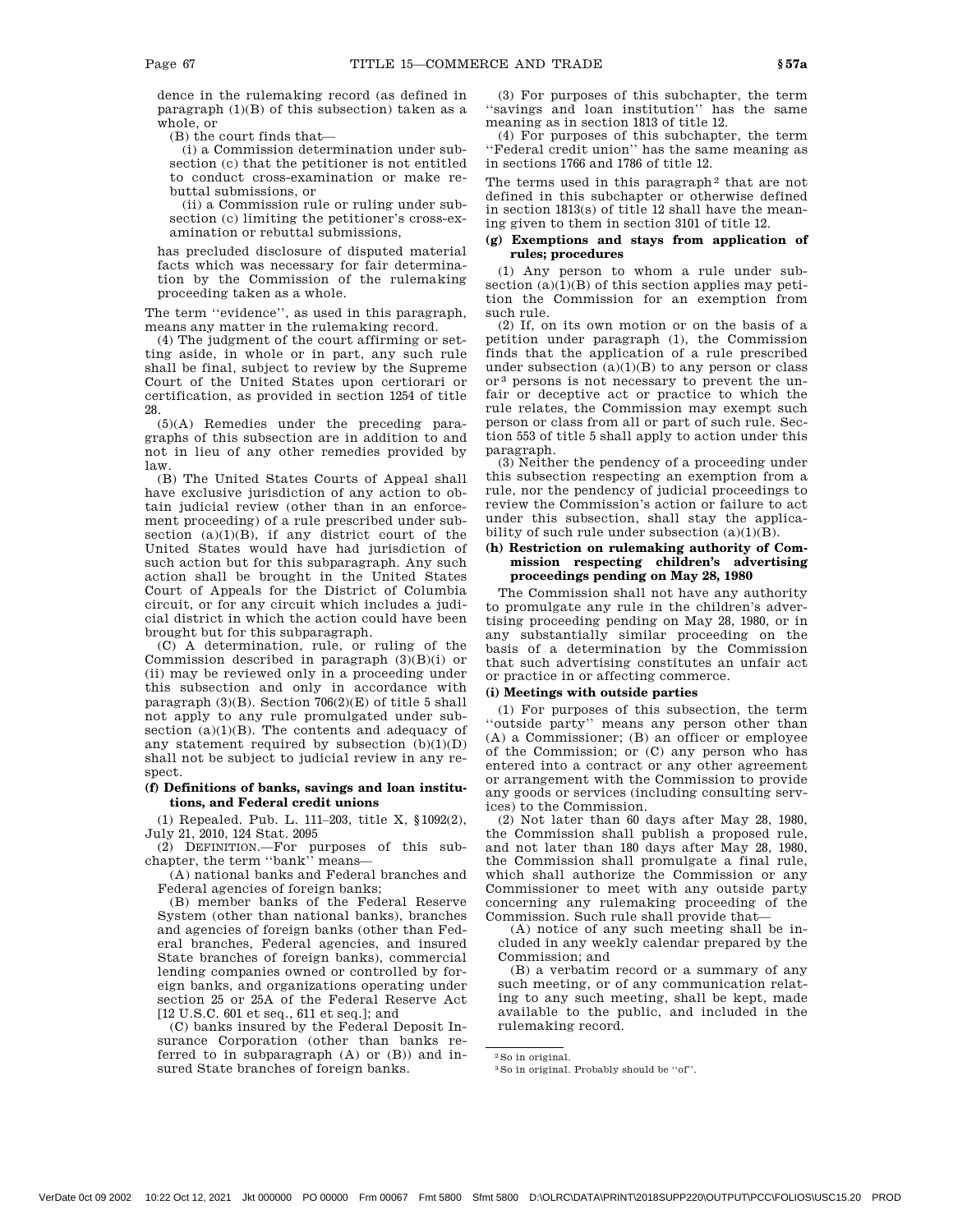dence in the rulemaking record (as defined in paragraph (1)(B) of this subsection) taken as a whole, or

(B) the court finds that—

(i) a Commission determination under subsection (c) that the petitioner is not entitled to conduct cross-examination or make rebuttal submissions, or

(ii) a Commission rule or ruling under subsection (c) limiting the petitioner's cross-examination or rebuttal submissions,

has precluded disclosure of disputed material facts which was necessary for fair determination by the Commission of the rulemaking proceeding taken as a whole.

The term ''evidence'', as used in this paragraph, means any matter in the rulemaking record.

(4) The judgment of the court affirming or setting aside, in whole or in part, any such rule shall be final, subject to review by the Supreme Court of the United States upon certiorari or certification, as provided in section 1254 of title 28.

(5)(A) Remedies under the preceding paragraphs of this subsection are in addition to and not in lieu of any other remedies provided by law.

(B) The United States Courts of Appeal shall have exclusive jurisdiction of any action to obtain judicial review (other than in an enforcement proceeding) of a rule prescribed under subsection (a)(1)(B), if any district court of the United States would have had jurisdiction of such action but for this subparagraph. Any such action shall be brought in the United States Court of Appeals for the District of Columbia circuit, or for any circuit which includes a judicial district in which the action could have been brought but for this subparagraph.

(C) A determination, rule, or ruling of the Commission described in paragraph (3)(B)(i) or (ii) may be reviewed only in a proceeding under this subsection and only in accordance with paragraph (3)(B). Section 706(2)(E) of title 5 shall not apply to any rule promulgated under subsection (a)(1)(B). The contents and adequacy of any statement required by subsection (b)(1)(D) shall not be subject to judicial review in any respect.

**(f) Definitions of banks, savings and loan institutions, and Federal credit unions**

(1) Repealed. Pub. L. 111–203, title X, §1092(2), July 21, 2010, 124 Stat. 2095

(2) DEFINITION.—For purposes of this subchapter, the term ''bank'' means—

(A) national banks and Federal branches and Federal agencies of foreign banks;

(B) member banks of the Federal Reserve System (other than national banks), branches and agencies of foreign banks (other than Federal branches, Federal agencies, and insured State branches of foreign banks), commercial lending companies owned or controlled by foreign banks, and organizations operating under section 25 or 25A of the Federal Reserve Act [12 U.S.C. 601 et seq., 611 et seq.]; and

(C) banks insured by the Federal Deposit Insurance Corporation (other than banks referred to in subparagraph (A) or (B)) and insured State branches of foreign banks.

(3) For purposes of this subchapter, the term ''savings and loan institution'' has the same meaning as in section 1813 of title 12.

(4) For purposes of this subchapter, the term ''Federal credit union'' has the same meaning as in sections 1766 and 1786 of title 12.

The terms used in this paragraph[2] that are not defined in this subchapter or otherwise defined in section 1813(s) of title 12 shall have the meaning given to them in section 3101 of title 12.

**(g) Exemptions and stays from application of rules; procedures**

(1) Any person to whom a rule under subsection (a)(1)(B) of this section applies may petition the Commission for an exemption from such rule.

(2) If, on its own motion or on the basis of a petition under paragraph (1), the Commission finds that the application of a rule prescribed under subsection (a)(1)(B) to any person or class or[3] persons is not necessary to prevent the unfair or deceptive act or practice to which the rule relates, the Commission may exempt such person or class from all or part of such rule. Section 553 of title 5 shall apply to action under this paragraph.

(3) Neither the pendency of a proceeding under this subsection respecting an exemption from a rule, nor the pendency of judicial proceedings to review the Commission's action or failure to act under this subsection, shall stay the applicability of such rule under subsection (a)(1)(B).

**(h) Restriction on rulemaking authority of Commission respecting children's advertising proceedings pending on May 28, 1980**

The Commission shall not have any authority to promulgate any rule in the children's advertising proceeding pending on May 28, 1980, or in any substantially similar proceeding on the basis of a determination by the Commission that such advertising constitutes an unfair act or practice in or affecting commerce.

**(i) Meetings with outside parties**

(1) For purposes of this subsection, the term ''outside party'' means any person other than (A) a Commissioner; (B) an officer or employee of the Commission; or (C) any person who has entered into a contract or any other agreement or arrangement with the Commission to provide any goods or services (including consulting services) to the Commission.

(2) Not later than 60 days after May 28, 1980, the Commission shall publish a proposed rule, and not later than 180 days after May 28, 1980, the Commission shall promulgate a final rule, which shall authorize the Commission or any Commissioner to meet with any outside party concerning any rulemaking proceeding of the Commission. Such rule shall provide that—

(A) notice of any such meeting shall be included in any weekly calendar prepared by the Commission; and

(B) a verbatim record or a summary of any such meeting, or of any communication relating to any such meeting, shall be kept, made available to the public, and included in the rulemaking record.

---

[2] So in original.

[3] So in original. Probably should be ''of''.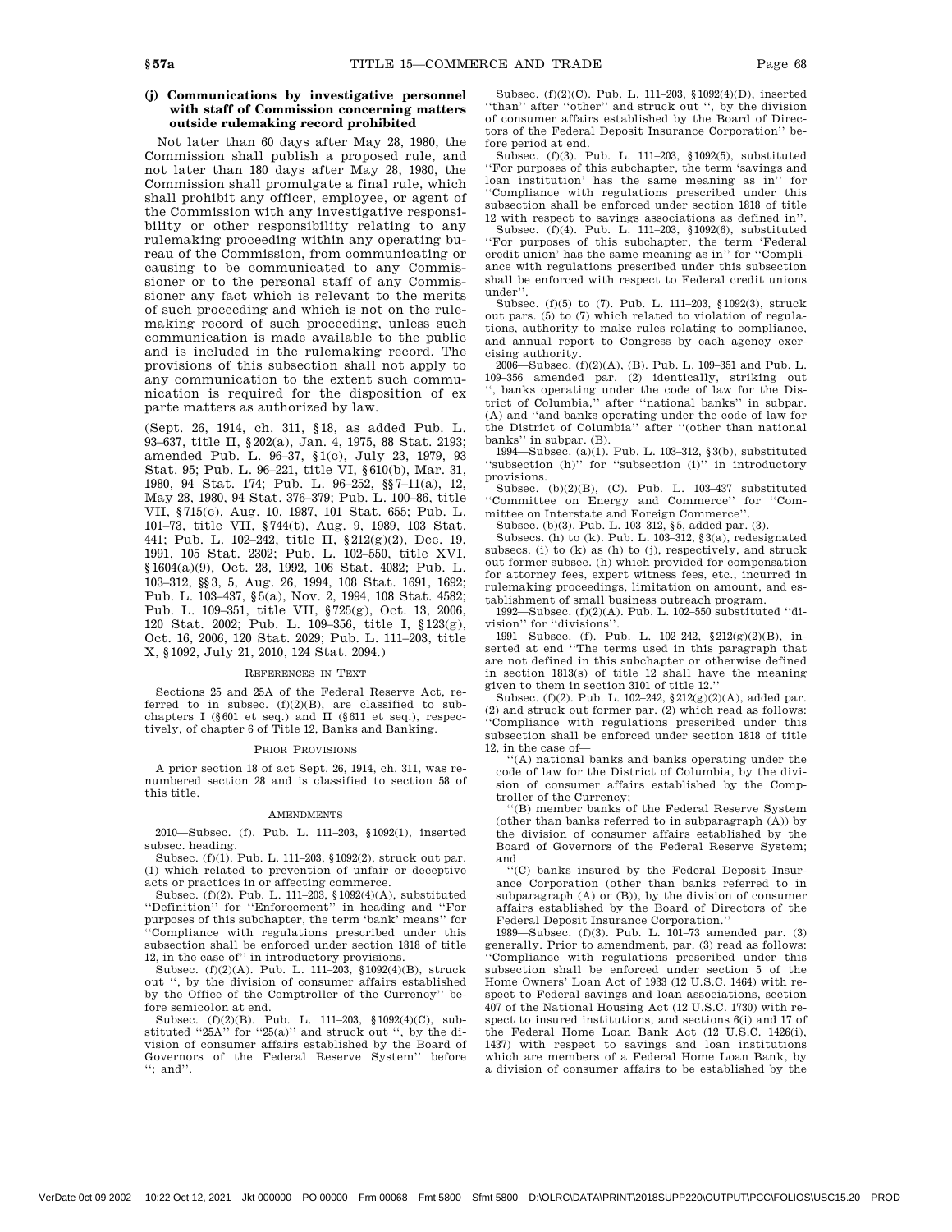### (j) Communications by investigative personnel with staff of Commission concerning matters outside rulemaking record prohibited

Not later than 60 days after May 28, 1980, the Commission shall publish a proposed rule, and not later than 180 days after May 28, 1980, the Commission shall promulgate a final rule, which shall prohibit any officer, employee, or agent of the Commission with any investigative responsibility or other responsibility relating to any rulemaking proceeding within any operating bureau of the Commission, from communicating or causing to be communicated to any Commissioner or to the personal staff of any Commissioner any fact which is relevant to the merits of such proceeding and which is not on the rulemaking record of such proceeding, unless such communication is made available to the public and is included in the rulemaking record. The provisions of this subsection shall not apply to any communication to the extent such communication is required for the disposition of ex parte matters as authorized by law.

(Sept. 26, 1914, ch. 311, §18, as added Pub. L. 93–637, title II, §202(a), Jan. 4, 1975, 88 Stat. 2193; amended Pub. L. 96–37, §1(c), July 23, 1979, 93 Stat. 95; Pub. L. 96–221, title VI, §610(b), Mar. 31, 1980, 94 Stat. 174; Pub. L. 96–252, §§7–11(a), 12, May 28, 1980, 94 Stat. 376–379; Pub. L. 100–86, title VII, §715(c), Aug. 10, 1987, 101 Stat. 655; Pub. L. 101–73, title VII, §744(t), Aug. 9, 1989, 103 Stat. 441; Pub. L. 102–242, title II, §212(g)(2), Dec. 19, 1991, 105 Stat. 2302; Pub. L. 102–550, title XVI, §1604(a)(9), Oct. 28, 1992, 106 Stat. 4082; Pub. L. 103–312, §§3, 5, Aug. 26, 1994, 108 Stat. 1691, 1692; Pub. L. 103–437, §5(a), Nov. 2, 1994, 108 Stat. 4582; Pub. L. 109–351, title VII, §725(g), Oct. 13, 2006, 120 Stat. 2002; Pub. L. 109–356, title I, §123(g), Oct. 16, 2006, 120 Stat. 2029; Pub. L. 111–203, title X, §1092, July 21, 2010, 124 Stat. 2094.)

#### References in Text

Sections 25 and 25A of the Federal Reserve Act, referred to in subsec. (f)(2)(B), are classified to subchapters I (§601 et seq.) and II (§611 et seq.), respectively, of chapter 6 of Title 12, Banks and Banking.

#### Prior Provisions

A prior section 18 of act Sept. 26, 1914, ch. 311, was renumbered section 28 and is classified to section 58 of this title.

#### Amendments

2010—Subsec. (f). Pub. L. 111–203, §1092(1), inserted subsec. heading.

Subsec. (f)(1). Pub. L. 111–203, §1092(2), struck out par. (1) which related to prevention of unfair or deceptive acts or practices in or affecting commerce.

Subsec. (f)(2). Pub. L. 111–203, §1092(4)(A), substituted ''Definition'' for ''Enforcement'' in heading and ''For purposes of this subchapter, the term 'bank' means'' for ''Compliance with regulations prescribed under this subsection shall be enforced under section 1818 of title 12, in the case of'' in introductory provisions.

Subsec. (f)(2)(A). Pub. L. 111–203, §1092(4)(B), struck out '', by the division of consumer affairs established by the Office of the Comptroller of the Currency'' before semicolon at end.

Subsec. (f)(2)(B). Pub. L. 111–203, §1092(4)(C), substituted ''25A'' for ''25(a)'' and struck out '', by the division of consumer affairs established by the Board of Governors of the Federal Reserve System'' before ''; and''.

Subsec. (f)(2)(C). Pub. L. 111–203, §1092(4)(D), inserted ''than'' after ''other'' and struck out '', by the division of consumer affairs established by the Board of Directors of the Federal Deposit Insurance Corporation'' before period at end.

Subsec. (f)(3). Pub. L. 111–203, §1092(5), substituted ''For purposes of this subchapter, the term 'savings and loan institution' has the same meaning as in'' for ''Compliance with regulations prescribed under this subsection shall be enforced under section 1818 of title 12 with respect to savings associations as defined in''.

Subsec. (f)(4). Pub. L. 111–203, §1092(6), substituted ''For purposes of this subchapter, the term 'Federal credit union' has the same meaning as in'' for ''Compliance with regulations prescribed under this subsection shall be enforced with respect to Federal credit unions under''.

Subsec. (f)(5) to (7). Pub. L. 111–203, §1092(3), struck out pars. (5) to (7) which related to violation of regulations, authority to make rules relating to compliance, and annual report to Congress by each agency exercising authority.

2006—Subsec. (f)(2)(A), (B). Pub. L. 109–351 and Pub. L. 109–356 amended par. (2) identically, striking out '', banks operating under the code of law for the District of Columbia,'' after ''national banks'' in subpar. (A) and ''and banks operating under the code of law for the District of Columbia'' after ''(other than national banks'' in subpar. (B).

1994—Subsec. (a)(1). Pub. L. 103–312, §3(b), substituted ''subsection (h)'' for ''subsection (i)'' in introductory provisions.

Subsec. (b)(2)(B), (C). Pub. L. 103–437 substituted ''Committee on Energy and Commerce'' for ''Committee on Interstate and Foreign Commerce''.

Subsec. (b)(3). Pub. L. 103–312, §5, added par. (3).

Subsecs. (h) to (k). Pub. L. 103–312, §3(a), redesignated subsecs. (i) to (k) as (h) to (j), respectively, and struck out former subsec. (h) which provided for compensation for attorney fees, expert witness fees, etc., incurred in rulemaking proceedings, limitation on amount, and establishment of small business outreach program.

1992—Subsec. (f)(2)(A). Pub. L. 102–550 substituted ''division'' for ''divisions''.

1991—Subsec. (f). Pub. L. 102–242, §212(g)(2)(B), inserted at end ''The terms used in this paragraph that are not defined in this subchapter or otherwise defined in section 1813(s) of title 12 shall have the meaning given to them in section 3101 of title 12.''

Subsec. (f)(2). Pub. L. 102–242, §212(g)(2)(A), added par. (2) and struck out former par. (2) which read as follows: ''Compliance with regulations prescribed under this subsection shall be enforced under section 1818 of title 12, in the case of—

''(A) national banks and banks operating under the code of law for the District of Columbia, by the division of consumer affairs established by the Comptroller of the Currency;

''(B) member banks of the Federal Reserve System (other than banks referred to in subparagraph (A)) by the division of consumer affairs established by the Board of Governors of the Federal Reserve System; and

''(C) banks insured by the Federal Deposit Insurance Corporation (other than banks referred to in subparagraph (A) or (B)), by the division of consumer affairs established by the Board of Directors of the Federal Deposit Insurance Corporation.''

1989—Subsec. (f)(3). Pub. L. 101–73 amended par. (3) generally. Prior to amendment, par. (3) read as follows: ''Compliance with regulations prescribed under this subsection shall be enforced under section 5 of the Home Owners' Loan Act of 1933 (12 U.S.C. 1464) with respect to Federal savings and loan associations, section 407 of the National Housing Act (12 U.S.C. 1730) with respect to insured institutions, and sections 6(i) and 17 of the Federal Home Loan Bank Act (12 U.S.C. 1426(i), 1437) with respect to savings and loan institutions which are members of a Federal Home Loan Bank, by a division of consumer affairs to be established by the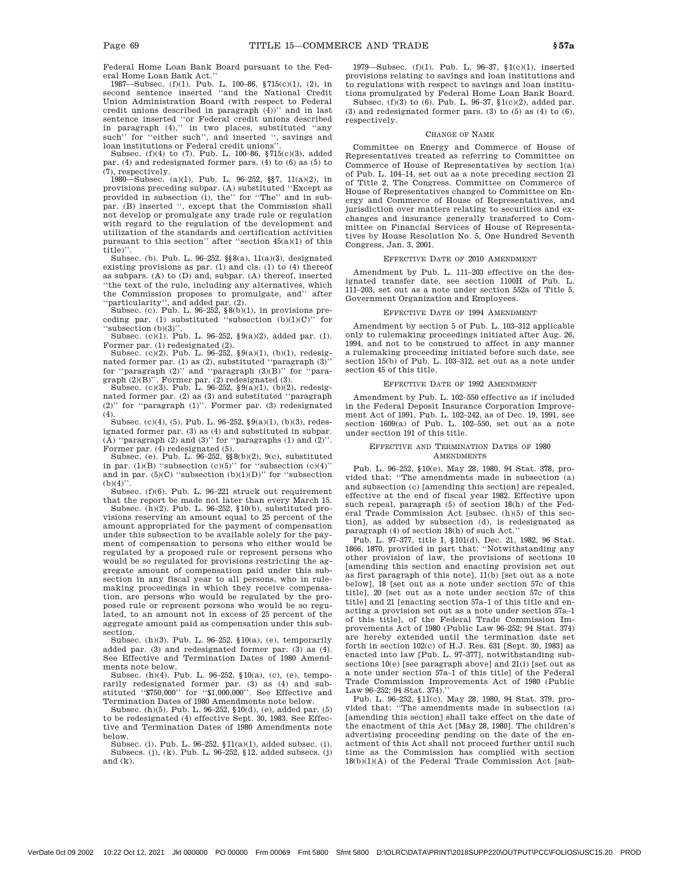Federal Home Loan Bank Board pursuant to the Federal Home Loan Bank Act.''

1987—Subsec. (f)(1). Pub. L. 100–86, §715(c)(1), (2), in second sentence inserted ''and the National Credit Union Administration Board (with respect to Federal credit unions described in paragraph (4))'' and in last sentence inserted ''or Federal credit unions described in paragraph (4),'' in two places, substituted ''any such'' for ''either such'', and inserted '', savings and loan institutions or Federal credit unions''.

Subsec. (f)(4) to (7). Pub. L. 100–86, §715(c)(3), added par. (4) and redesignated former pars. (4) to (6) as (5) to (7), respectively.

1980—Subsec. (a)(1). Pub. L. 96–252, §§7, 11(a)(2), in provisions preceding subpar. (A) substituted ''Except as provided in subsection (i), the'' for ''The'' and in subpar. (B) inserted '', except that the Commission shall not develop or promulgate any trade rule or regulation with regard to the regulation of the development and utilization of the standards and certification activities pursuant to this section'' after ''section 45(a)(1) of this title)''.

Subsec. (b). Pub. L. 96–252, §§8(a), 11(a)(3), designated existing provisions as par. (1) and cls. (1) to (4) thereof as subpars. (A) to (D) and, subpar. (A) thereof, inserted ''the text of the rule, including any alternatives, which the Commission proposes to promulgate, and'' after ''particularity'', and added par. (2).

Subsec. (c). Pub. L. 96–252, §8(b)(1), in provisions preceding par. (1) substituted ''subsection (b)(1)(C)'' for ''subsection (b)(3)''.

Subsec. (c)(1). Pub. L. 96–252, §9(a)(2), added par. (1). Former par. (1) redesignated (2).

Subsec. (c)(2). Pub. L. 96–252, §9(a)(1), (b)(1), redesignated former par. (1) as (2), substituted ''paragraph (3)'' for ''paragraph (2)'' and ''paragraph (3)(B)'' for ''paragraph (2)(B)''. Former par. (2) redesignated (3).

Subsec. (c)(3). Pub. L. 96–252, §9(a)(1), (b)(2), redesignated former par. (2) as (3) and substituted ''paragraph (2)'' for ''paragraph (1)''. Former par. (3) redesignated (4).

Subsec. (c)(4), (5). Pub. L. 96–252, §9(a)(1), (b)(3), redesignated former par. (3) as (4) and substituted in subpar. (A) ''paragraph (2) and (3)'' for ''paragraphs (1) and (2)''. Former par. (4) redesignated (5).

Subsec. (e). Pub. L. 96–252, §§8(b)(2), 9(c), substituted in par. (1)(B) ''subsection (c)(5)'' for ''subsection (c)(4)'' and in par. (5)(C) ''subsection (b)(1)(D)'' for ''subsection (b)(4)''.

Subsec. (f)(6). Pub. L. 96–221 struck out requirement that the report be made not later than every March 15.

Subsec. (h)(2). Pub. L. 96–252, §10(b), substituted provisions reserving an amount equal to 25 percent of the amount appropriated for the payment of compensation under this subsection to be available solely for the payment of compensation to persons who either would be regulated by a proposed rule or represent persons who would be so regulated for provisions restricting the aggregate amount of compensation paid under this subsection in any fiscal year to all persons, who in rulemaking proceedings in which they receive compensation, are persons who would be regulated by the proposed rule or represent persons who would be so regulated, to an amount not in excess of 25 percent of the aggregate amount paid as compensation under this subsection.

Subsec. (h)(3). Pub. L. 96–252, §10(a), (e), temporarily added par. (3) and redesignated former par. (3) as (4). See Effective and Termination Dates of 1980 Amendments note below.

Subsec. (h)(4). Pub. L. 96–252, §10(a), (c), (e), temporarily redesignated former par. (3) as (4) and substituted ''$750,000'' for ''$1,000,000''. See Effective and Termination Dates of 1980 Amendments note below.

Subsec. (h)(5). Pub. L. 96–252, §10(d), (e), added par. (5) to be redesignated (4) effective Sept. 30, 1983. See Effective and Termination Dates of 1980 Amendments note below.

Subsec. (i). Pub. L. 96–252, §11(a)(1), added subsec. (i).

Subsecs. (j), (k). Pub. L. 96–252, §12, added subsecs. (j) and (k).

1979—Subsec. (f)(1). Pub. L. 96–37, §1(c)(1), inserted provisions relating to savings and loan institutions and to regulations with respect to savings and loan institutions promulgated by Federal Home Loan Bank Board.

Subsec. (f)(3) to (6). Pub. L. 96–37, §1(c)(2), added par. (3) and redesignated former pars. (3) to (5) as (4) to (6), respectively.

## CHANGE OF NAME

Committee on Energy and Commerce of House of Representatives treated as referring to Committee on Commerce of House of Representatives by section 1(a) of Pub. L. 104–14, set out as a note preceding section 21 of Title 2, The Congress. Committee on Commerce of House of Representatives changed to Committee on Energy and Commerce of House of Representatives, and jurisdiction over matters relating to securities and exchanges and insurance generally transferred to Committee on Financial Services of House of Representatives by House Resolution No. 5, One Hundred Seventh Congress, Jan. 3, 2001.

## EFFECTIVE DATE OF 2010 AMENDMENT

Amendment by Pub. L. 111–203 effective on the designated transfer date, see section 1100H of Pub. L. 111–203, set out as a note under section 552a of Title 5, Government Organization and Employees.

## EFFECTIVE DATE OF 1994 AMENDMENT

Amendment by section 5 of Pub. L. 103–312 applicable only to rulemaking proceedings initiated after Aug. 26, 1994, and not to be construed to affect in any manner a rulemaking proceeding initiated before such date, see section 15(b) of Pub. L. 103–312, set out as a note under section 45 of this title.

## EFFECTIVE DATE OF 1992 AMENDMENT

Amendment by Pub. L. 102–550 effective as if included in the Federal Deposit Insurance Corporation Improvement Act of 1991, Pub. L. 102–242, as of Dec. 19, 1991, see section 1609(a) of Pub. L. 102–550, set out as a note under section 191 of this title.

## EFFECTIVE AND TERMINATION DATES OF 1980 AMENDMENTS

Pub. L. 96–252, §10(e), May 28, 1980, 94 Stat. 378, provided that: ''The amendments made in subsection (a) and subsection (c) [amending this section] are repealed, effective at the end of fiscal year 1982. Effective upon such repeal, paragraph (5) of section 18(h) of the Federal Trade Commission Act [subsec. (h)(5) of this section], as added by subsection (d), is redesignated as paragraph (4) of section 18(h) of such Act.''

Pub. L. 97–377, title I, §101(d), Dec. 21, 1982, 96 Stat. 1866, 1870, provided in part that: ''Notwithstanding any other provision of law, the provisions of sections 10 [amending this section and enacting provision set out as first paragraph of this note], 11(b) [set out as a note below], 18 [set out as a note under section 57c of this title], 20 [set out as a note under section 57c of this title] and 21 [enacting section 57a–1 of this title and enacting a provision set out as a note under section 57a–1 of this title], of the Federal Trade Commission Improvements Act of 1980 (Public Law 96–252; 94 Stat. 374) are hereby extended until the termination date set forth in section 102(c) of H.J. Res. 631 [Sept. 30, 1983] as enacted into law [Pub. L. 97–377], notwithstanding subsections 10(e) [see paragraph above] and 21(i) [set out as a note under section 57a–1 of this title] of the Federal Trade Commission Improvements Act of 1980 (Public Law 96–252; 94 Stat. 374).''

Pub. L. 96–252, §11(c), May 28, 1980, 94 Stat. 379, provided that: ''The amendments made in subsection (a) [amending this section] shall take effect on the date of the enactment of this Act [May 28, 1980]. The children's advertising proceeding pending on the date of the enactment of this Act shall not proceed further until such time as the Commission has complied with section 18(b)(1)(A) of the Federal Trade Commission Act [sub-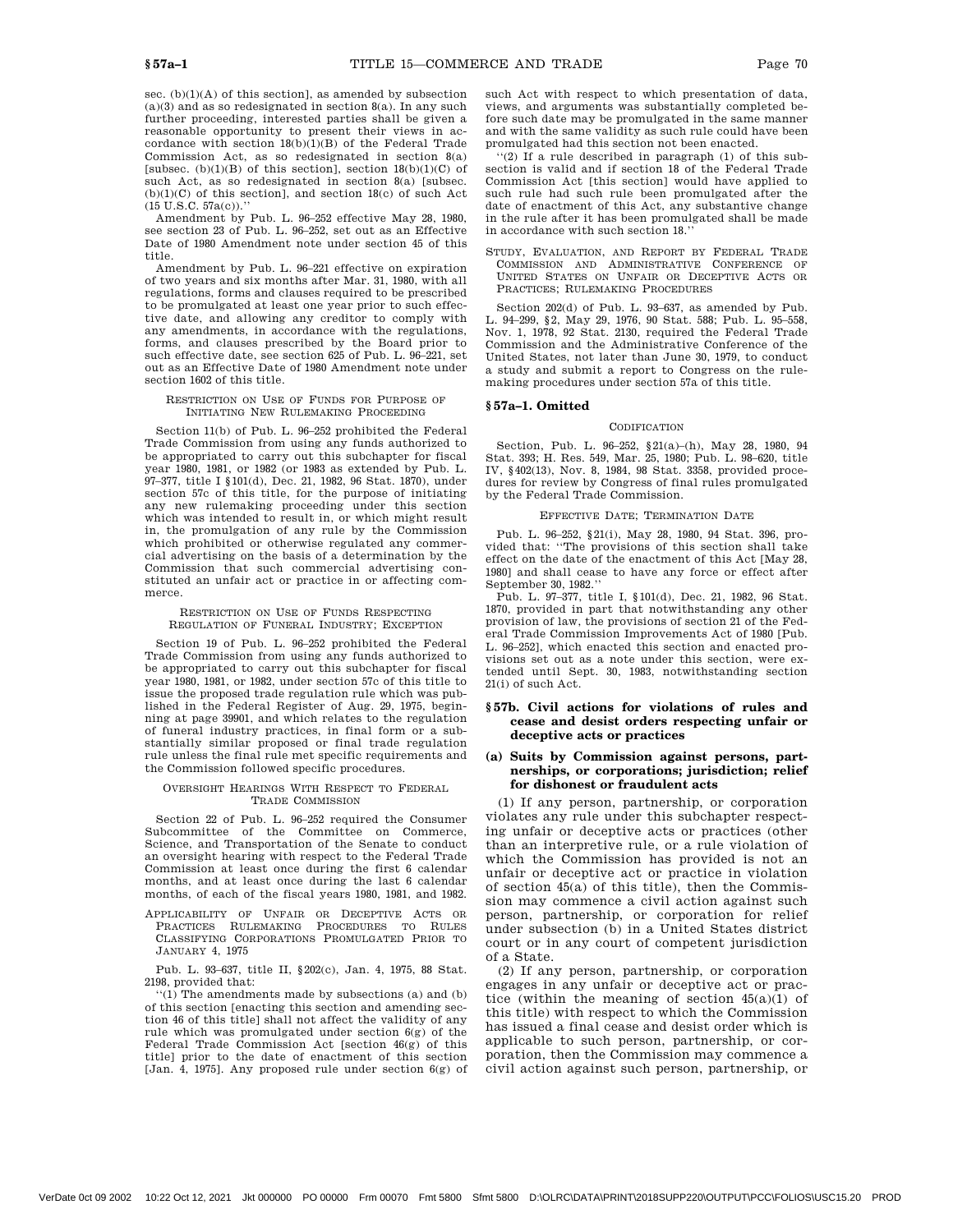sec. (b)(1)(A) of this section], as amended by subsection (a)(3) and as so redesignated in section 8(a). In any such further proceeding, interested parties shall be given a reasonable opportunity to present their views in accordance with section 18(b)(1)(B) of the Federal Trade Commission Act, as so redesignated in section 8(a) [subsec. (b)(1)(B) of this section], section 18(b)(1)(C) of such Act, as so redesignated in section 8(a) [subsec. (b)(1)(C) of this section], and section 18(c) of such Act (15 U.S.C. 57a(c)).''

Amendment by Pub. L. 96–252 effective May 28, 1980, see section 23 of Pub. L. 96–252, set out as an Effective Date of 1980 Amendment note under section 45 of this title.

Amendment by Pub. L. 96–221 effective on expiration of two years and six months after Mar. 31, 1980, with all regulations, forms and clauses required to be prescribed to be promulgated at least one year prior to such effective date, and allowing any creditor to comply with any amendments, in accordance with the regulations, forms, and clauses prescribed by the Board prior to such effective date, see section 625 of Pub. L. 96–221, set out as an Effective Date of 1980 Amendment note under section 1602 of this title.

RESTRICTION ON USE OF FUNDS FOR PURPOSE OF INITIATING NEW RULEMAKING PROCEEDING

Section 11(b) of Pub. L. 96–252 prohibited the Federal Trade Commission from using any funds authorized to be appropriated to carry out this subchapter for fiscal year 1980, 1981, or 1982 (or 1983 as extended by Pub. L. 97–377, title I §101(d), Dec. 21, 1982, 96 Stat. 1870), under section 57c of this title, for the purpose of initiating any new rulemaking proceeding under this section which was intended to result in, or which might result in, the promulgation of any rule by the Commission which prohibited or otherwise regulated any commercial advertising on the basis of a determination by the Commission that such commercial advertising constituted an unfair act or practice in or affecting commerce.

RESTRICTION ON USE OF FUNDS RESPECTING REGULATION OF FUNERAL INDUSTRY; EXCEPTION

Section 19 of Pub. L. 96–252 prohibited the Federal Trade Commission from using any funds authorized to be appropriated to carry out this subchapter for fiscal year 1980, 1981, or 1982, under section 57c of this title to issue the proposed trade regulation rule which was published in the Federal Register of Aug. 29, 1975, beginning at page 39901, and which relates to the regulation of funeral industry practices, in final form or a substantially similar proposed or final trade regulation rule unless the final rule met specific requirements and the Commission followed specific procedures.

OVERSIGHT HEARINGS WITH RESPECT TO FEDERAL TRADE COMMISSION

Section 22 of Pub. L. 96–252 required the Consumer Subcommittee of the Committee on Commerce, Science, and Transportation of the Senate to conduct an oversight hearing with respect to the Federal Trade Commission at least once during the first 6 calendar months, and at least once during the last 6 calendar months, of each of the fiscal years 1980, 1981, and 1982.

APPLICABILITY OF UNFAIR OR DECEPTIVE ACTS OR PRACTICES RULEMAKING PROCEDURES TO RULES CLASSIFYING CORPORATIONS PROMULGATED PRIOR TO JANUARY 4, 1975

Pub. L. 93–637, title II, §202(c), Jan. 4, 1975, 88 Stat. 2198, provided that:

''(1) The amendments made by subsections (a) and (b) of this section [enacting this section and amending section 46 of this title] shall not affect the validity of any rule which was promulgated under section 6(g) of the Federal Trade Commission Act [section 46(g) of this title] prior to the date of enactment of this section [Jan. 4, 1975]. Any proposed rule under section 6(g) of such Act with respect to which presentation of data, views, and arguments was substantially completed before such date may be promulgated in the same manner and with the same validity as such rule could have been promulgated had this section not been enacted.

''(2) If a rule described in paragraph (1) of this subsection is valid and if section 18 of the Federal Trade Commission Act [this section] would have applied to such rule had such rule been promulgated after the date of enactment of this Act, any substantive change in the rule after it has been promulgated shall be made in accordance with such section 18.''

STUDY, EVALUATION, AND REPORT BY FEDERAL TRADE COMMISSION AND ADMINISTRATIVE CONFERENCE OF UNITED STATES ON UNFAIR OR DECEPTIVE ACTS OR PRACTICES; RULEMAKING PROCEDURES

Section 202(d) of Pub. L. 93–637, as amended by Pub. L. 94–299, §2, May 29, 1976, 90 Stat. 588; Pub. L. 95–558, Nov. 1, 1978, 92 Stat. 2130, required the Federal Trade Commission and the Administrative Conference of the United States, not later than June 30, 1979, to conduct a study and submit a report to Congress on the rulemaking procedures under section 57a of this title.

## §57a–1. Omitted

CODIFICATION

Section, Pub. L. 96–252, §21(a)–(h), May 28, 1980, 94 Stat. 393; H. Res. 549, Mar. 25, 1980; Pub. L. 98–620, title IV, §402(13), Nov. 8, 1984, 98 Stat. 3358, provided procedures for review by Congress of final rules promulgated by the Federal Trade Commission.

EFFECTIVE DATE; TERMINATION DATE

Pub. L. 96–252, §21(i), May 28, 1980, 94 Stat. 396, provided that: ''The provisions of this section shall take effect on the date of the enactment of this Act [May 28, 1980] and shall cease to have any force or effect after September 30, 1982.''

Pub. L. 97–377, title I, §101(d), Dec. 21, 1982, 96 Stat. 1870, provided in part that notwithstanding any other provision of law, the provisions of section 21 of the Federal Trade Commission Improvements Act of 1980 [Pub. L. 96–252], which enacted this section and enacted provisions set out as a note under this section, were extended until Sept. 30, 1983, notwithstanding section 21(i) of such Act.

## §57b. Civil actions for violations of rules and cease and desist orders respecting unfair or deceptive acts or practices

### (a) Suits by Commission against persons, partnerships, or corporations; jurisdiction; relief for dishonest or fraudulent acts

(1) If any person, partnership, or corporation violates any rule under this subchapter respecting unfair or deceptive acts or practices (other than an interpretive rule, or a rule violation of which the Commission has provided is not an unfair or deceptive act or practice in violation of section 45(a) of this title), then the Commission may commence a civil action against such person, partnership, or corporation for relief under subsection (b) in a United States district court or in any court of competent jurisdiction of a State.

(2) If any person, partnership, or corporation engages in any unfair or deceptive act or practice (within the meaning of section 45(a)(1) of this title) with respect to which the Commission has issued a final cease and desist order which is applicable to such person, partnership, or corporation, then the Commission may commence a civil action against such person, partnership, or